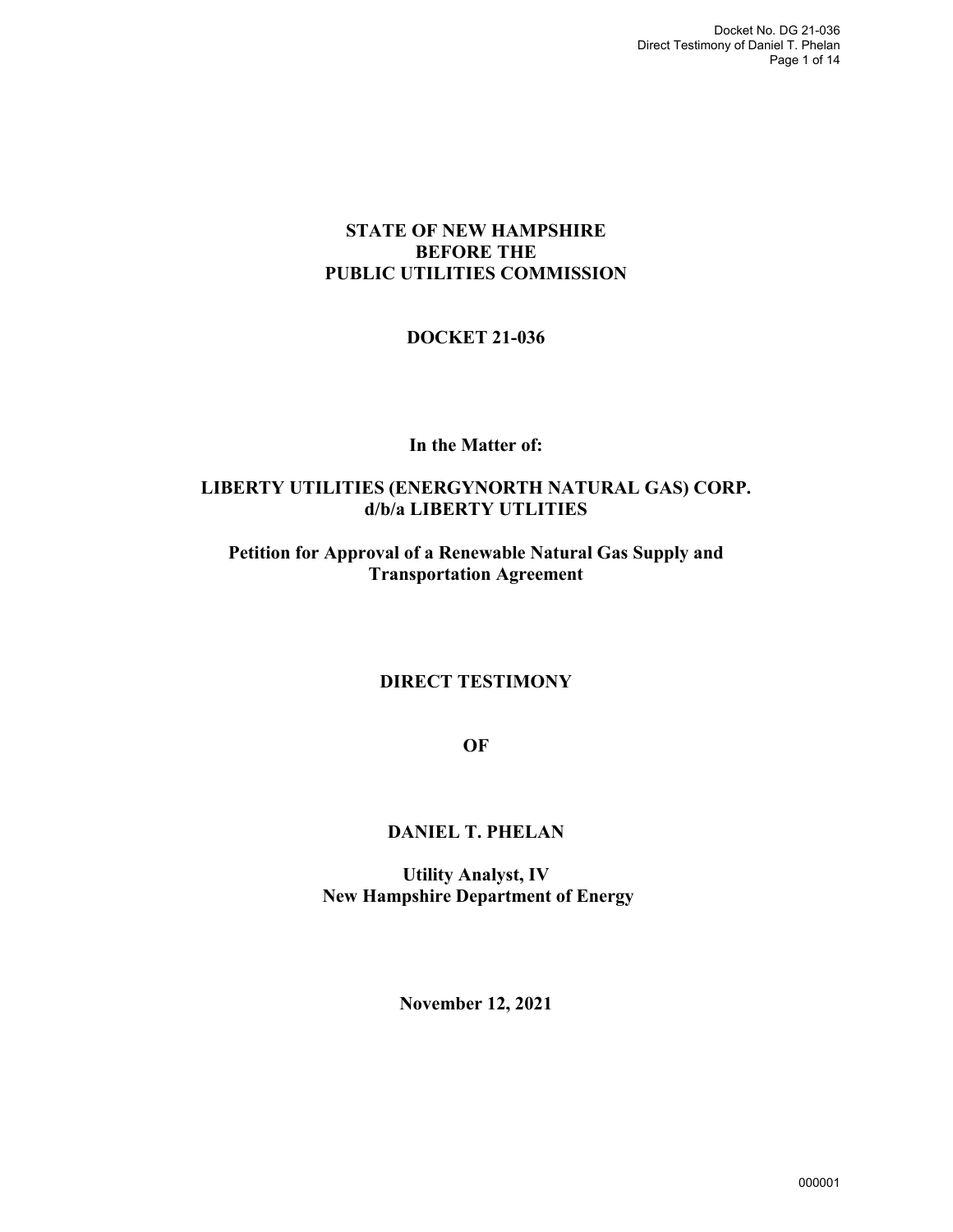**STATE OF NEW HAMPSHIRE**
**BEFORE THE**
**PUBLIC UTILITIES COMMISSION**

**DOCKET 21-036**

**In the Matter of:**

**LIBERTY UTILITIES (ENERGYNORTH NATURAL GAS) CORP.**
**d/b/a LIBERTY UTLITIES**

**Petition for Approval of a Renewable Natural Gas Supply and Transportation Agreement**

**DIRECT TESTIMONY**

**OF**

**DANIEL T. PHELAN**

**Utility Analyst, IV**
**New Hampshire Department of Energy**

**November 12, 2021**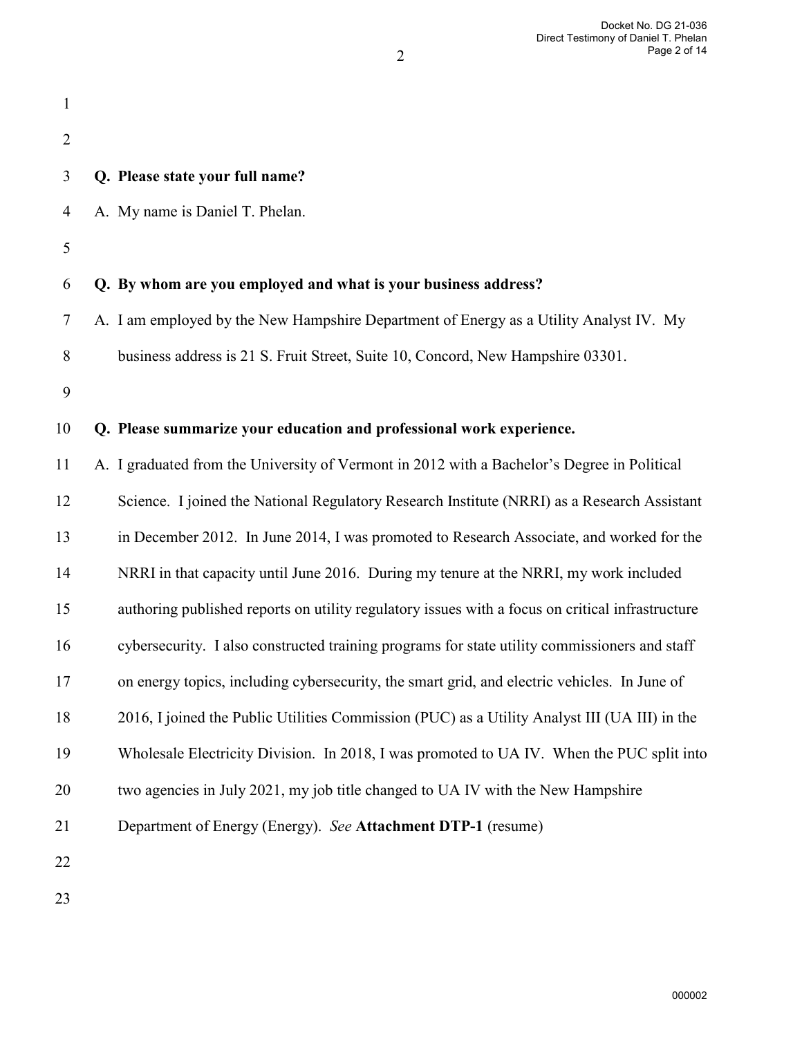**Q. Please state your full name?**

A. My name is Daniel T. Phelan.

**Q. By whom are you employed and what is your business address?**

A. I am employed by the New Hampshire Department of Energy as a Utility Analyst IV. My business address is 21 S. Fruit Street, Suite 10, Concord, New Hampshire 03301.

**Q. Please summarize your education and professional work experience.**

A. I graduated from the University of Vermont in 2012 with a Bachelor's Degree in Political Science. I joined the National Regulatory Research Institute (NRRI) as a Research Assistant in December 2012. In June 2014, I was promoted to Research Associate, and worked for the NRRI in that capacity until June 2016. During my tenure at the NRRI, my work included authoring published reports on utility regulatory issues with a focus on critical infrastructure cybersecurity. I also constructed training programs for state utility commissioners and staff on energy topics, including cybersecurity, the smart grid, and electric vehicles. In June of 2016, I joined the Public Utilities Commission (PUC) as a Utility Analyst III (UA III) in the Wholesale Electricity Division. In 2018, I was promoted to UA IV. When the PUC split into two agencies in July 2021, my job title changed to UA IV with the New Hampshire Department of Energy (Energy). *See* **Attachment DTP-1** (resume)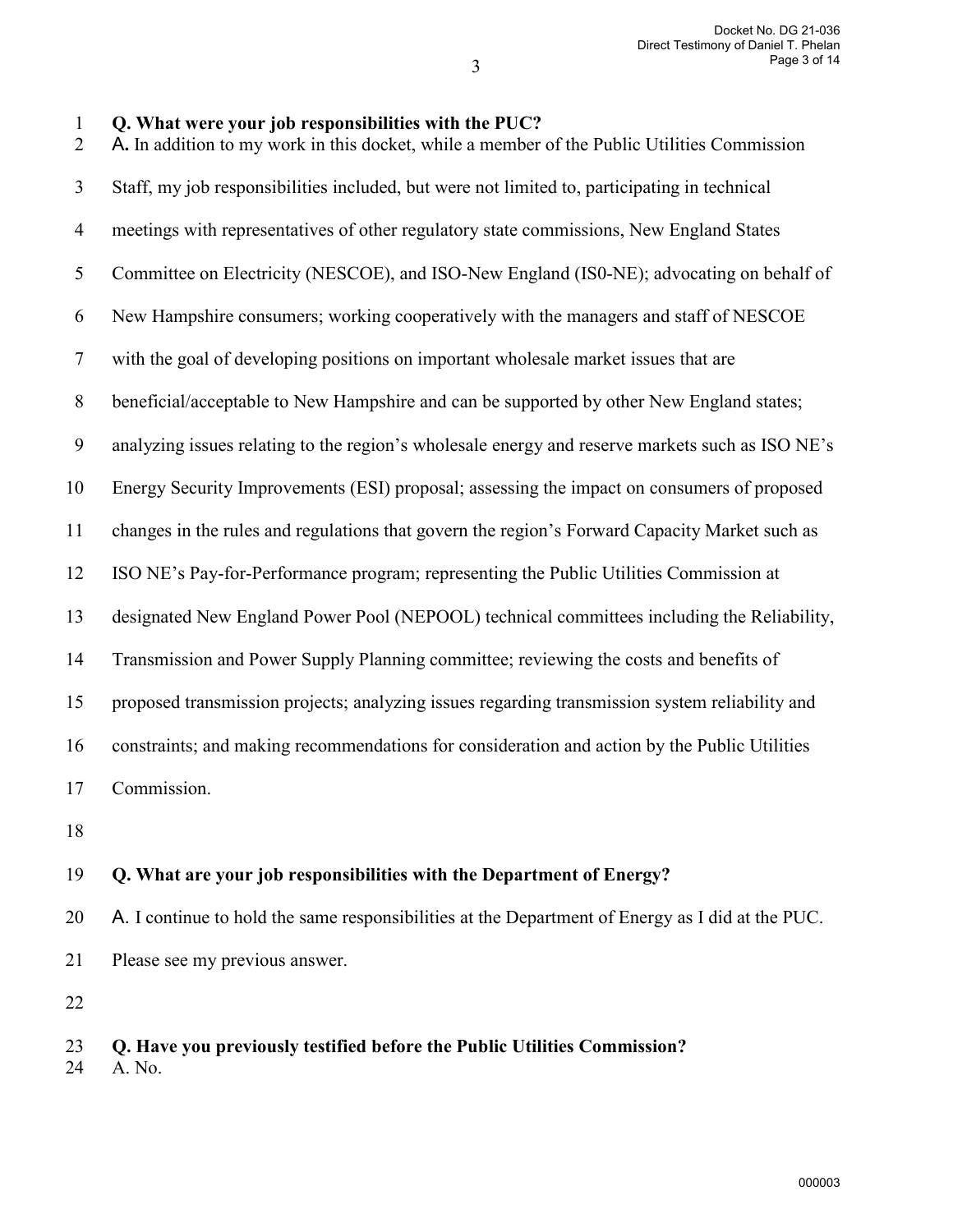**Q. What were your job responsibilities with the PUC?**

A. In addition to my work in this docket, while a member of the Public Utilities Commission Staff, my job responsibilities included, but were not limited to, participating in technical meetings with representatives of other regulatory state commissions, New England States Committee on Electricity (NESCOE), and ISO-New England (IS0-NE); advocating on behalf of New Hampshire consumers; working cooperatively with the managers and staff of NESCOE with the goal of developing positions on important wholesale market issues that are beneficial/acceptable to New Hampshire and can be supported by other New England states; analyzing issues relating to the region's wholesale energy and reserve markets such as ISO NE's Energy Security Improvements (ESI) proposal; assessing the impact on consumers of proposed changes in the rules and regulations that govern the region's Forward Capacity Market such as ISO NE's Pay-for-Performance program; representing the Public Utilities Commission at designated New England Power Pool (NEPOOL) technical committees including the Reliability, Transmission and Power Supply Planning committee; reviewing the costs and benefits of proposed transmission projects; analyzing issues regarding transmission system reliability and constraints; and making recommendations for consideration and action by the Public Utilities Commission.

**Q. What are your job responsibilities with the Department of Energy?**

A. I continue to hold the same responsibilities at the Department of Energy as I did at the PUC. Please see my previous answer.

**Q. Have you previously testified before the Public Utilities Commission?**

A. No.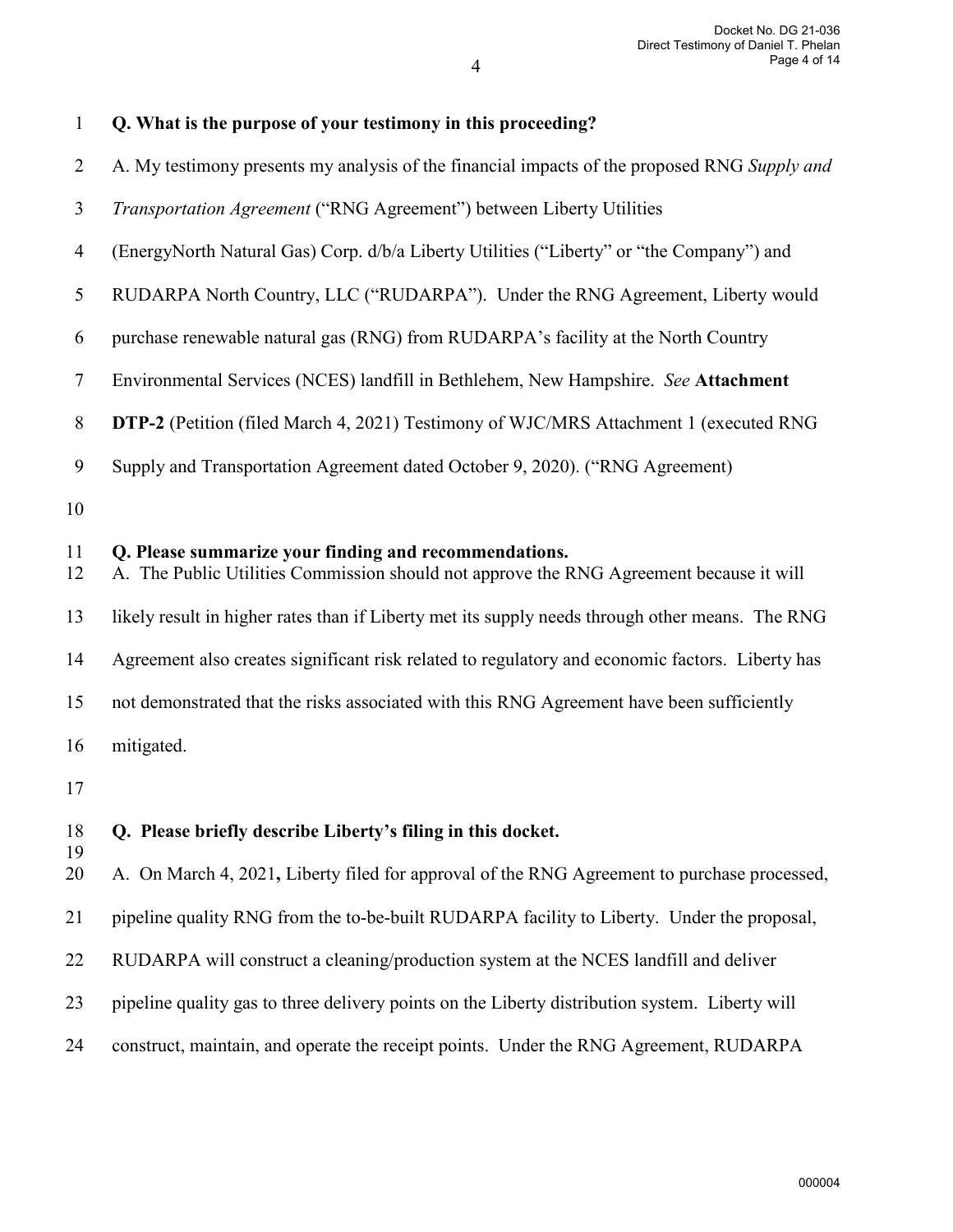**Q. What is the purpose of your testimony in this proceeding?**

A. My testimony presents my analysis of the financial impacts of the proposed RNG *Supply and Transportation Agreement* ("RNG Agreement") between Liberty Utilities (EnergyNorth Natural Gas) Corp. d/b/a Liberty Utilities ("Liberty" or "the Company") and RUDARPA North Country, LLC ("RUDARPA"). Under the RNG Agreement, Liberty would purchase renewable natural gas (RNG) from RUDARPA's facility at the North Country Environmental Services (NCES) landfill in Bethlehem, New Hampshire. *See* **Attachment DTP-2** (Petition (filed March 4, 2021) Testimony of WJC/MRS Attachment 1 (executed RNG Supply and Transportation Agreement dated October 9, 2020). ("RNG Agreement)

**Q. Please summarize your finding and recommendations.**

A. The Public Utilities Commission should not approve the RNG Agreement because it will likely result in higher rates than if Liberty met its supply needs through other means. The RNG Agreement also creates significant risk related to regulatory and economic factors. Liberty has not demonstrated that the risks associated with this RNG Agreement have been sufficiently mitigated.

**Q. Please briefly describe Liberty's filing in this docket.**

A. On March 4, 2021**,** Liberty filed for approval of the RNG Agreement to purchase processed, pipeline quality RNG from the to-be-built RUDARPA facility to Liberty. Under the proposal, RUDARPA will construct a cleaning/production system at the NCES landfill and deliver pipeline quality gas to three delivery points on the Liberty distribution system. Liberty will construct, maintain, and operate the receipt points. Under the RNG Agreement, RUDARPA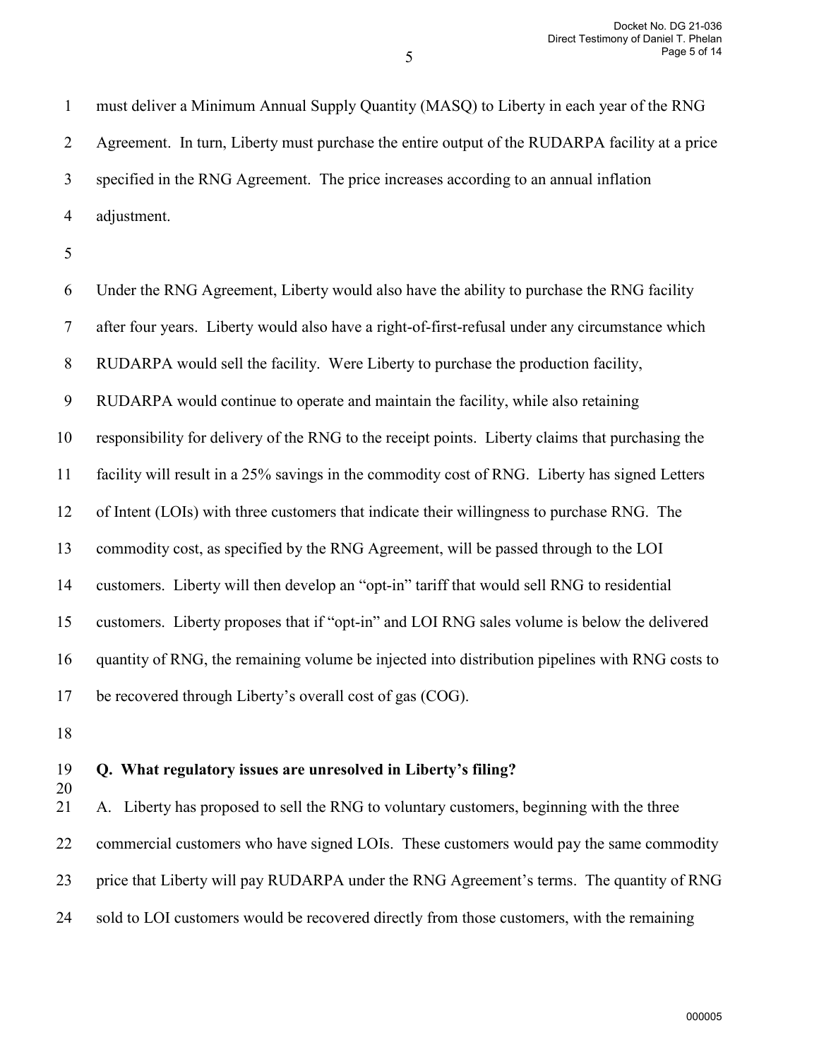must deliver a Minimum Annual Supply Quantity (MASQ) to Liberty in each year of the RNG Agreement. In turn, Liberty must purchase the entire output of the RUDARPA facility at a price specified in the RNG Agreement. The price increases according to an annual inflation adjustment.

Under the RNG Agreement, Liberty would also have the ability to purchase the RNG facility after four years. Liberty would also have a right-of-first-refusal under any circumstance which RUDARPA would sell the facility. Were Liberty to purchase the production facility, RUDARPA would continue to operate and maintain the facility, while also retaining responsibility for delivery of the RNG to the receipt points. Liberty claims that purchasing the facility will result in a 25% savings in the commodity cost of RNG. Liberty has signed Letters of Intent (LOIs) with three customers that indicate their willingness to purchase RNG. The commodity cost, as specified by the RNG Agreement, will be passed through to the LOI customers. Liberty will then develop an "opt-in" tariff that would sell RNG to residential customers. Liberty proposes that if "opt-in" and LOI RNG sales volume is below the delivered quantity of RNG, the remaining volume be injected into distribution pipelines with RNG costs to be recovered through Liberty's overall cost of gas (COG).

**Q. What regulatory issues are unresolved in Liberty's filing?**

A. Liberty has proposed to sell the RNG to voluntary customers, beginning with the three commercial customers who have signed LOIs. These customers would pay the same commodity price that Liberty will pay RUDARPA under the RNG Agreement's terms. The quantity of RNG sold to LOI customers would be recovered directly from those customers, with the remaining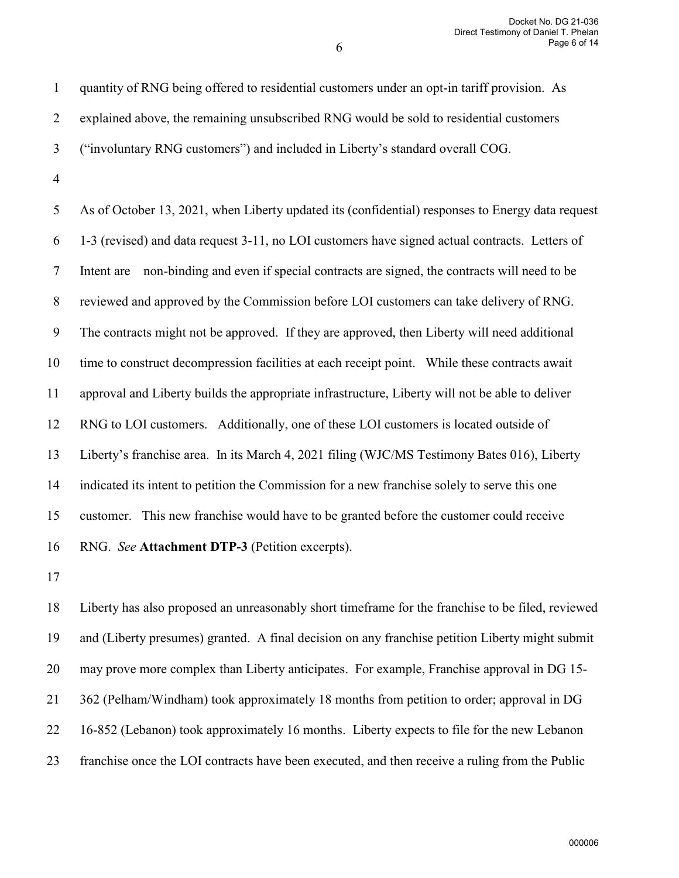quantity of RNG being offered to residential customers under an opt-in tariff provision. As explained above, the remaining unsubscribed RNG would be sold to residential customers ("involuntary RNG customers") and included in Liberty's standard overall COG.

As of October 13, 2021, when Liberty updated its (confidential) responses to Energy data request 1-3 (revised) and data request 3-11, no LOI customers have signed actual contracts. Letters of Intent are non-binding and even if special contracts are signed, the contracts will need to be reviewed and approved by the Commission before LOI customers can take delivery of RNG. The contracts might not be approved. If they are approved, then Liberty will need additional time to construct decompression facilities at each receipt point. While these contracts await approval and Liberty builds the appropriate infrastructure, Liberty will not be able to deliver RNG to LOI customers. Additionally, one of these LOI customers is located outside of Liberty's franchise area. In its March 4, 2021 filing (WJC/MS Testimony Bates 016), Liberty indicated its intent to petition the Commission for a new franchise solely to serve this one customer. This new franchise would have to be granted before the customer could receive RNG. *See* **Attachment DTP-3** (Petition excerpts).

Liberty has also proposed an unreasonably short timeframe for the franchise to be filed, reviewed and (Liberty presumes) granted. A final decision on any franchise petition Liberty might submit may prove more complex than Liberty anticipates. For example, Franchise approval in DG 15-362 (Pelham/Windham) took approximately 18 months from petition to order; approval in DG 16-852 (Lebanon) took approximately 16 months. Liberty expects to file for the new Lebanon franchise once the LOI contracts have been executed, and then receive a ruling from the Public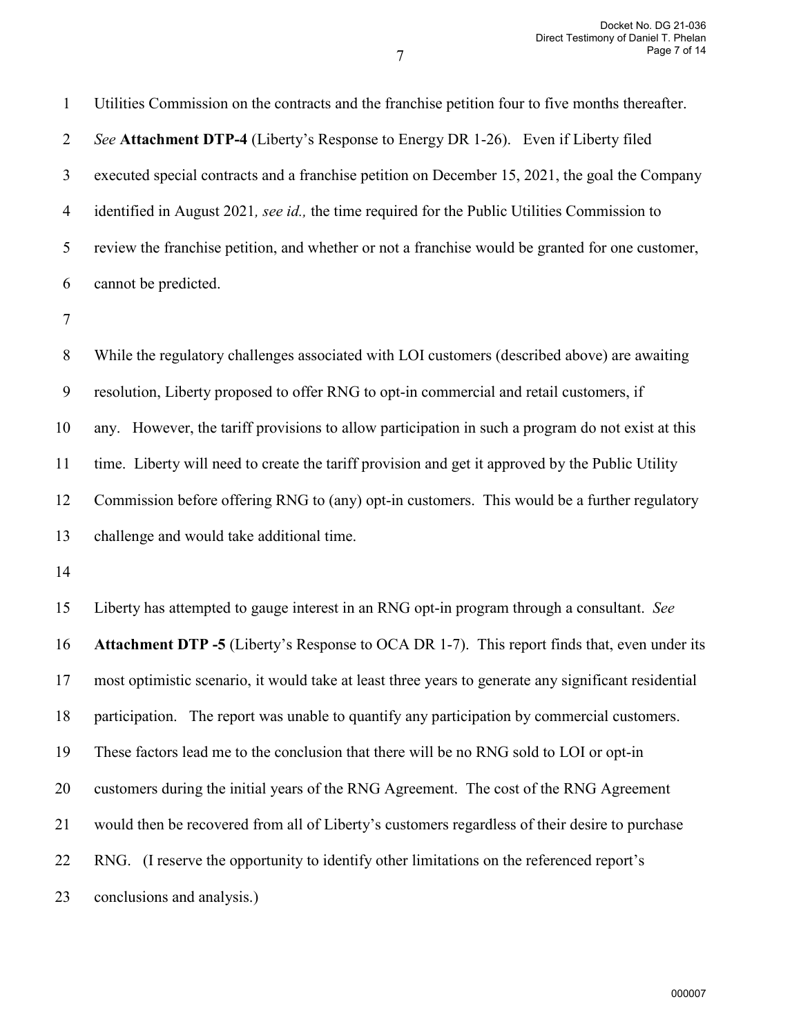Utilities Commission on the contracts and the franchise petition four to five months thereafter. *See* **Attachment DTP-4** (Liberty's Response to Energy DR 1-26). Even if Liberty filed executed special contracts and a franchise petition on December 15, 2021, the goal the Company identified in August 2021*, see id.,* the time required for the Public Utilities Commission to review the franchise petition, and whether or not a franchise would be granted for one customer, cannot be predicted.

While the regulatory challenges associated with LOI customers (described above) are awaiting resolution, Liberty proposed to offer RNG to opt-in commercial and retail customers, if any. However, the tariff provisions to allow participation in such a program do not exist at this time. Liberty will need to create the tariff provision and get it approved by the Public Utility Commission before offering RNG to (any) opt-in customers. This would be a further regulatory challenge and would take additional time.

Liberty has attempted to gauge interest in an RNG opt-in program through a consultant. *See* **Attachment DTP -5** (Liberty's Response to OCA DR 1-7). This report finds that, even under its most optimistic scenario, it would take at least three years to generate any significant residential participation. The report was unable to quantify any participation by commercial customers. These factors lead me to the conclusion that there will be no RNG sold to LOI or opt-in customers during the initial years of the RNG Agreement. The cost of the RNG Agreement would then be recovered from all of Liberty's customers regardless of their desire to purchase RNG. (I reserve the opportunity to identify other limitations on the referenced report's conclusions and analysis.)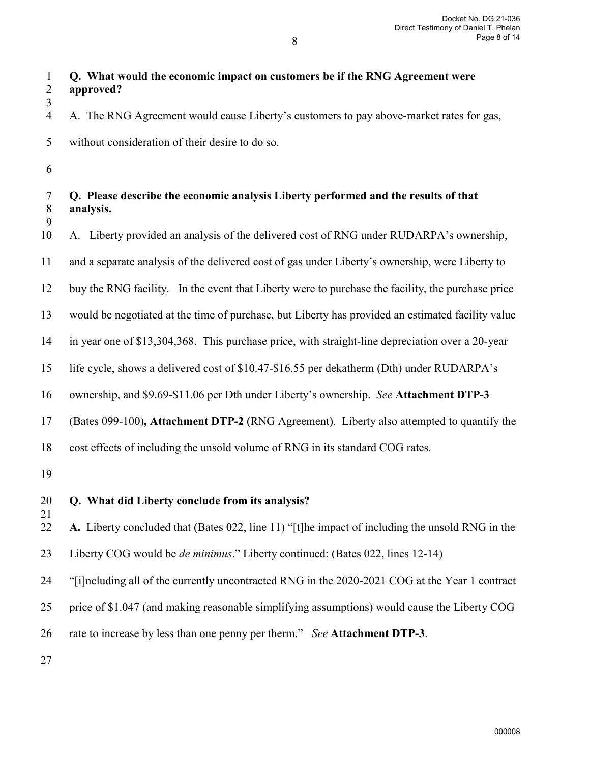**Q. What would the economic impact on customers be if the RNG Agreement were approved?**

A. The RNG Agreement would cause Liberty's customers to pay above-market rates for gas, without consideration of their desire to do so.

**Q. Please describe the economic analysis Liberty performed and the results of that analysis.**

A. Liberty provided an analysis of the delivered cost of RNG under RUDARPA's ownership, and a separate analysis of the delivered cost of gas under Liberty's ownership, were Liberty to buy the RNG facility. In the event that Liberty were to purchase the facility, the purchase price would be negotiated at the time of purchase, but Liberty has provided an estimated facility value in year one of $13,304,368. This purchase price, with straight-line depreciation over a 20-year life cycle, shows a delivered cost of $10.47-$16.55 per dekatherm (Dth) under RUDARPA's ownership, and $9.69-$11.06 per Dth under Liberty's ownership. *See* **Attachment DTP-3** (Bates 099-100)**, Attachment DTP-2** (RNG Agreement). Liberty also attempted to quantify the cost effects of including the unsold volume of RNG in its standard COG rates.

**Q. What did Liberty conclude from its analysis?**

**A.** Liberty concluded that (Bates 022, line 11) "[t]he impact of including the unsold RNG in the Liberty COG would be *de minimus*." Liberty continued: (Bates 022, lines 12-14) "[i]ncluding all of the currently uncontracted RNG in the 2020-2021 COG at the Year 1 contract price of $1.047 (and making reasonable simplifying assumptions) would cause the Liberty COG rate to increase by less than one penny per therm." *See* **Attachment DTP-3**.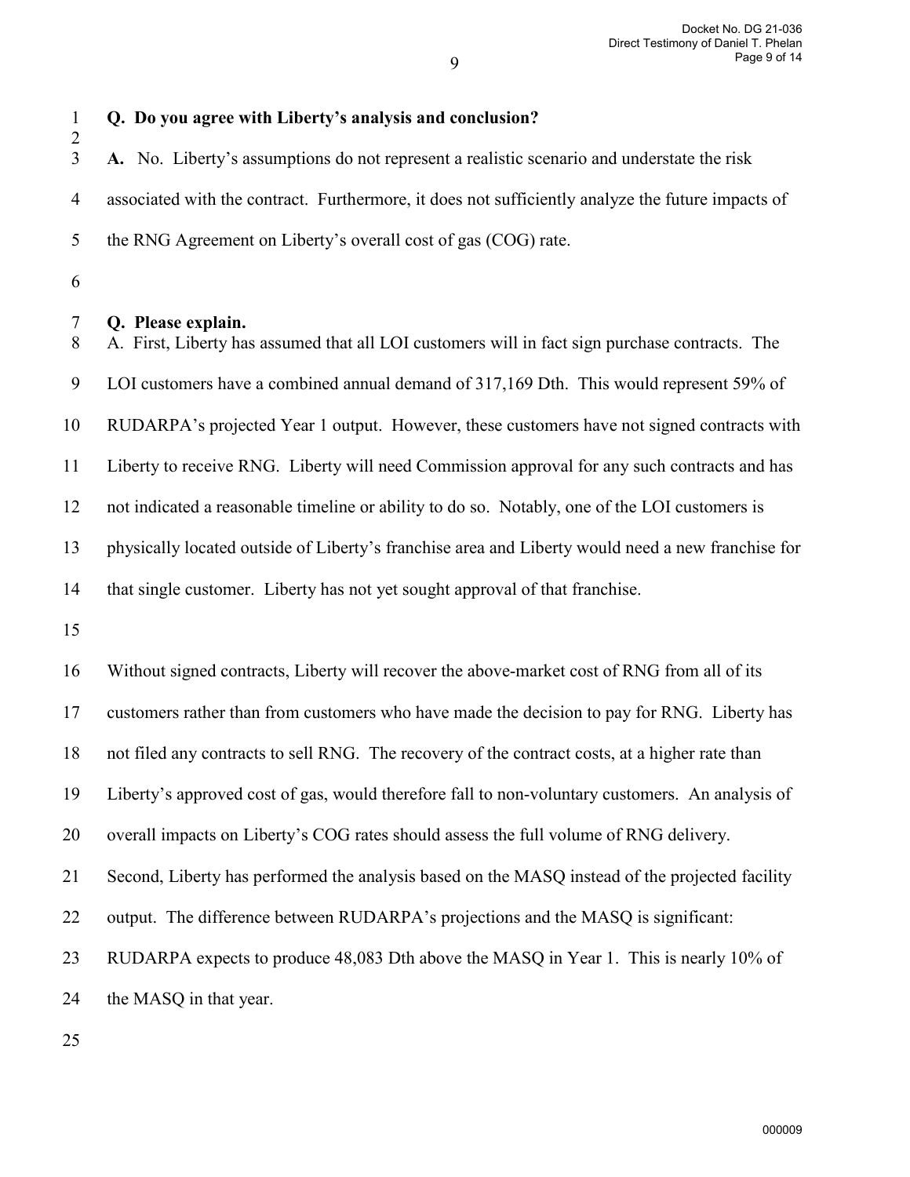**Q. Do you agree with Liberty's analysis and conclusion?**

**A.** No. Liberty's assumptions do not represent a realistic scenario and understate the risk associated with the contract. Furthermore, it does not sufficiently analyze the future impacts of the RNG Agreement on Liberty's overall cost of gas (COG) rate.

**Q. Please explain.**

A. First, Liberty has assumed that all LOI customers will in fact sign purchase contracts. The LOI customers have a combined annual demand of 317,169 Dth. This would represent 59% of RUDARPA's projected Year 1 output. However, these customers have not signed contracts with Liberty to receive RNG. Liberty will need Commission approval for any such contracts and has not indicated a reasonable timeline or ability to do so. Notably, one of the LOI customers is physically located outside of Liberty's franchise area and Liberty would need a new franchise for that single customer. Liberty has not yet sought approval of that franchise.

Without signed contracts, Liberty will recover the above-market cost of RNG from all of its customers rather than from customers who have made the decision to pay for RNG. Liberty has not filed any contracts to sell RNG. The recovery of the contract costs, at a higher rate than Liberty's approved cost of gas, would therefore fall to non-voluntary customers. An analysis of overall impacts on Liberty's COG rates should assess the full volume of RNG delivery. Second, Liberty has performed the analysis based on the MASQ instead of the projected facility output. The difference between RUDARPA's projections and the MASQ is significant: RUDARPA expects to produce 48,083 Dth above the MASQ in Year 1. This is nearly 10% of the MASQ in that year.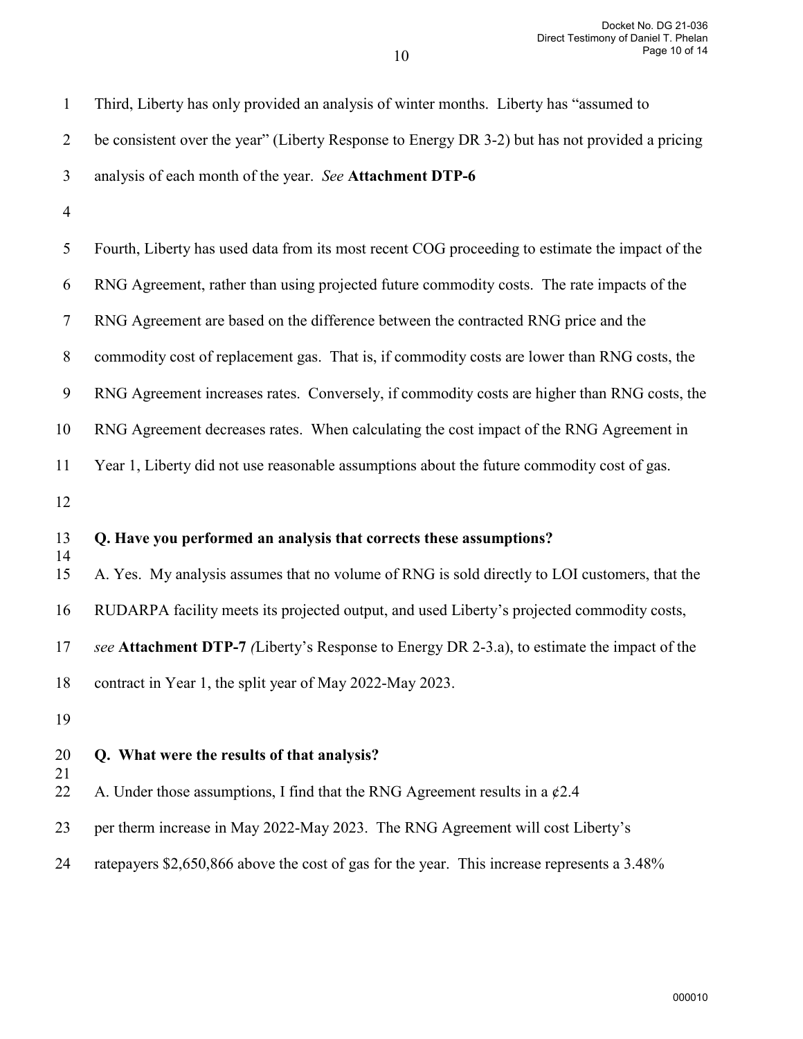Third, Liberty has only provided an analysis of winter months. Liberty has "assumed to be consistent over the year" (Liberty Response to Energy DR 3-2) but has not provided a pricing analysis of each month of the year. *See* **Attachment DTP-6**

Fourth, Liberty has used data from its most recent COG proceeding to estimate the impact of the RNG Agreement, rather than using projected future commodity costs. The rate impacts of the RNG Agreement are based on the difference between the contracted RNG price and the commodity cost of replacement gas. That is, if commodity costs are lower than RNG costs, the RNG Agreement increases rates. Conversely, if commodity costs are higher than RNG costs, the RNG Agreement decreases rates. When calculating the cost impact of the RNG Agreement in Year 1, Liberty did not use reasonable assumptions about the future commodity cost of gas.

**Q. Have you performed an analysis that corrects these assumptions?**

A. Yes. My analysis assumes that no volume of RNG is sold directly to LOI customers, that the RUDARPA facility meets its projected output, and used Liberty's projected commodity costs, *see* **Attachment DTP-7** *(*Liberty's Response to Energy DR 2-3.a), to estimate the impact of the contract in Year 1, the split year of May 2022-May 2023.

**Q. What were the results of that analysis?**

A. Under those assumptions, I find that the RNG Agreement results in a ¢2.4 per therm increase in May 2022-May 2023. The RNG Agreement will cost Liberty's ratepayers $2,650,866 above the cost of gas for the year. This increase represents a 3.48%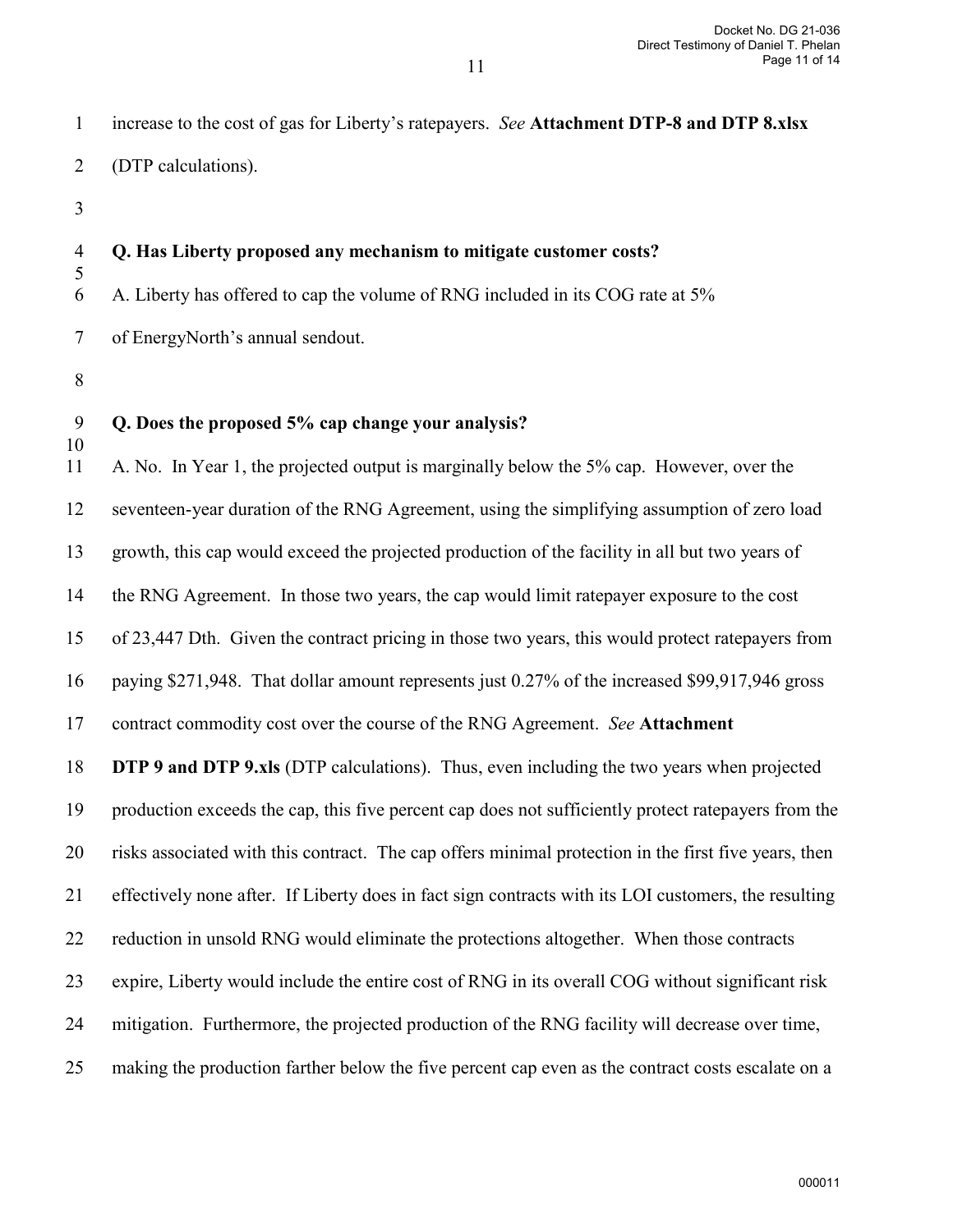increase to the cost of gas for Liberty's ratepayers. *See* **Attachment DTP-8 and DTP 8.xlsx** (DTP calculations).

**Q. Has Liberty proposed any mechanism to mitigate customer costs?**

A. Liberty has offered to cap the volume of RNG included in its COG rate at 5% of EnergyNorth's annual sendout.

**Q. Does the proposed 5% cap change your analysis?**

A. No. In Year 1, the projected output is marginally below the 5% cap. However, over the seventeen-year duration of the RNG Agreement, using the simplifying assumption of zero load growth, this cap would exceed the projected production of the facility in all but two years of the RNG Agreement. In those two years, the cap would limit ratepayer exposure to the cost of 23,447 Dth. Given the contract pricing in those two years, this would protect ratepayers from paying $271,948. That dollar amount represents just 0.27% of the increased $99,917,946 gross contract commodity cost over the course of the RNG Agreement. *See* **Attachment DTP 9 and DTP 9.xls** (DTP calculations). Thus, even including the two years when projected production exceeds the cap, this five percent cap does not sufficiently protect ratepayers from the risks associated with this contract. The cap offers minimal protection in the first five years, then effectively none after. If Liberty does in fact sign contracts with its LOI customers, the resulting reduction in unsold RNG would eliminate the protections altogether. When those contracts expire, Liberty would include the entire cost of RNG in its overall COG without significant risk mitigation. Furthermore, the projected production of the RNG facility will decrease over time, making the production farther below the five percent cap even as the contract costs escalate on a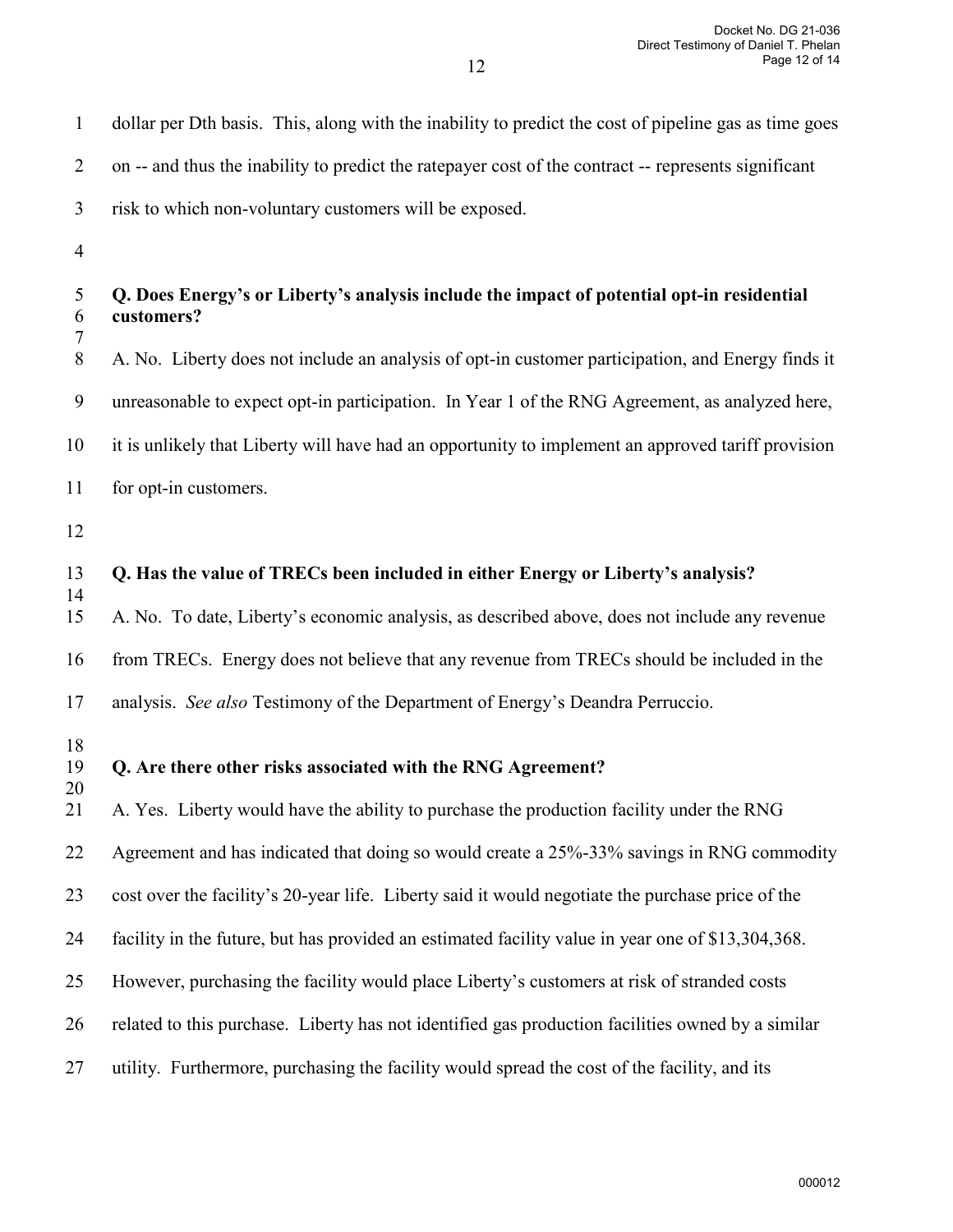dollar per Dth basis. This, along with the inability to predict the cost of pipeline gas as time goes on -- and thus the inability to predict the ratepayer cost of the contract -- represents significant risk to which non-voluntary customers will be exposed.

**Q. Does Energy's or Liberty's analysis include the impact of potential opt-in residential customers?**

A. No. Liberty does not include an analysis of opt-in customer participation, and Energy finds it unreasonable to expect opt-in participation. In Year 1 of the RNG Agreement, as analyzed here, it is unlikely that Liberty will have had an opportunity to implement an approved tariff provision for opt-in customers.

**Q. Has the value of TRECs been included in either Energy or Liberty's analysis?**

A. No. To date, Liberty's economic analysis, as described above, does not include any revenue from TRECs. Energy does not believe that any revenue from TRECs should be included in the analysis. *See also* Testimony of the Department of Energy's Deandra Perruccio.

**Q. Are there other risks associated with the RNG Agreement?**

A. Yes. Liberty would have the ability to purchase the production facility under the RNG Agreement and has indicated that doing so would create a 25%-33% savings in RNG commodity cost over the facility's 20-year life. Liberty said it would negotiate the purchase price of the facility in the future, but has provided an estimated facility value in year one of $13,304,368. However, purchasing the facility would place Liberty's customers at risk of stranded costs related to this purchase. Liberty has not identified gas production facilities owned by a similar utility. Furthermore, purchasing the facility would spread the cost of the facility, and its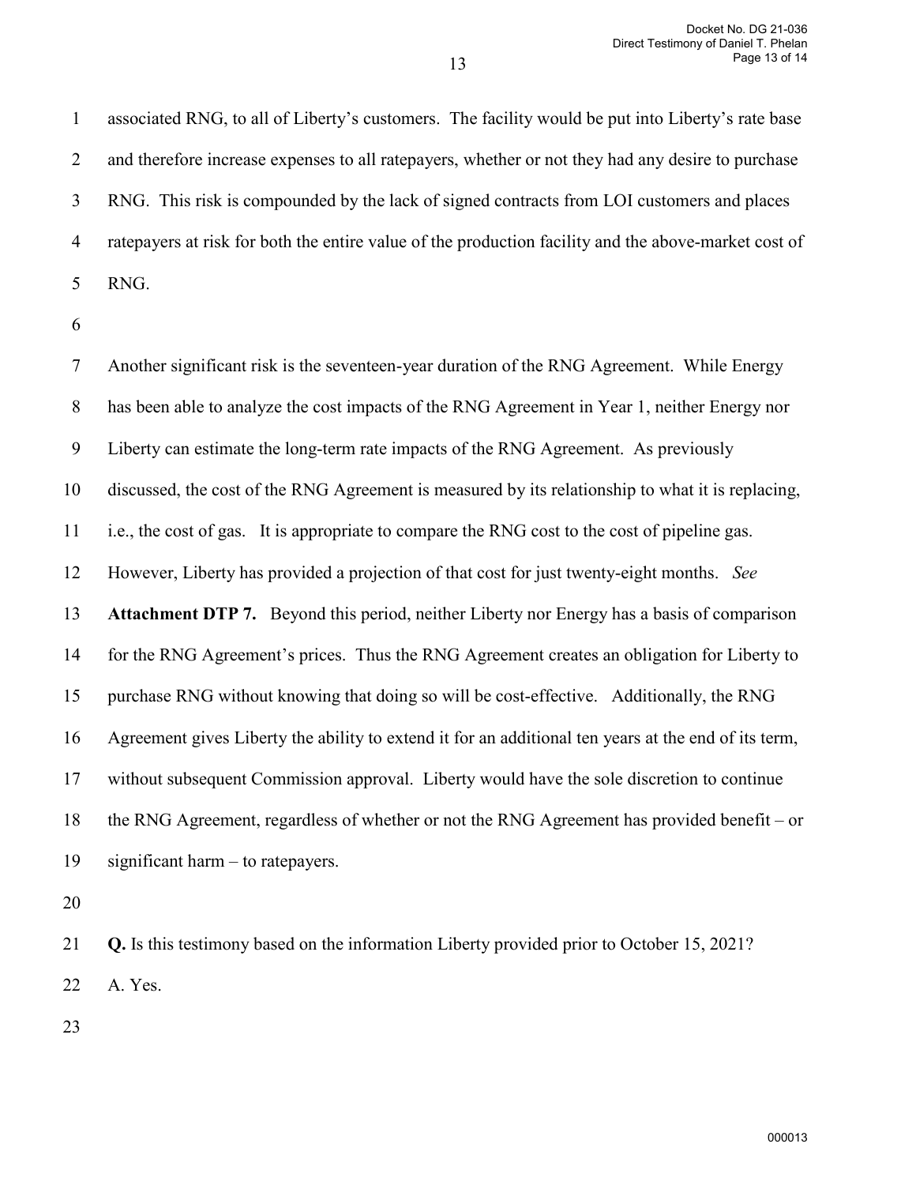associated RNG, to all of Liberty's customers. The facility would be put into Liberty's rate base and therefore increase expenses to all ratepayers, whether or not they had any desire to purchase RNG. This risk is compounded by the lack of signed contracts from LOI customers and places ratepayers at risk for both the entire value of the production facility and the above-market cost of RNG.

Another significant risk is the seventeen-year duration of the RNG Agreement. While Energy has been able to analyze the cost impacts of the RNG Agreement in Year 1, neither Energy nor Liberty can estimate the long-term rate impacts of the RNG Agreement. As previously discussed, the cost of the RNG Agreement is measured by its relationship to what it is replacing, i.e., the cost of gas. It is appropriate to compare the RNG cost to the cost of pipeline gas. However, Liberty has provided a projection of that cost for just twenty-eight months. *See* **Attachment DTP 7.** Beyond this period, neither Liberty nor Energy has a basis of comparison for the RNG Agreement's prices. Thus the RNG Agreement creates an obligation for Liberty to purchase RNG without knowing that doing so will be cost-effective. Additionally, the RNG Agreement gives Liberty the ability to extend it for an additional ten years at the end of its term, without subsequent Commission approval. Liberty would have the sole discretion to continue the RNG Agreement, regardless of whether or not the RNG Agreement has provided benefit – or significant harm – to ratepayers.

**Q.** Is this testimony based on the information Liberty provided prior to October 15, 2021?

A. Yes.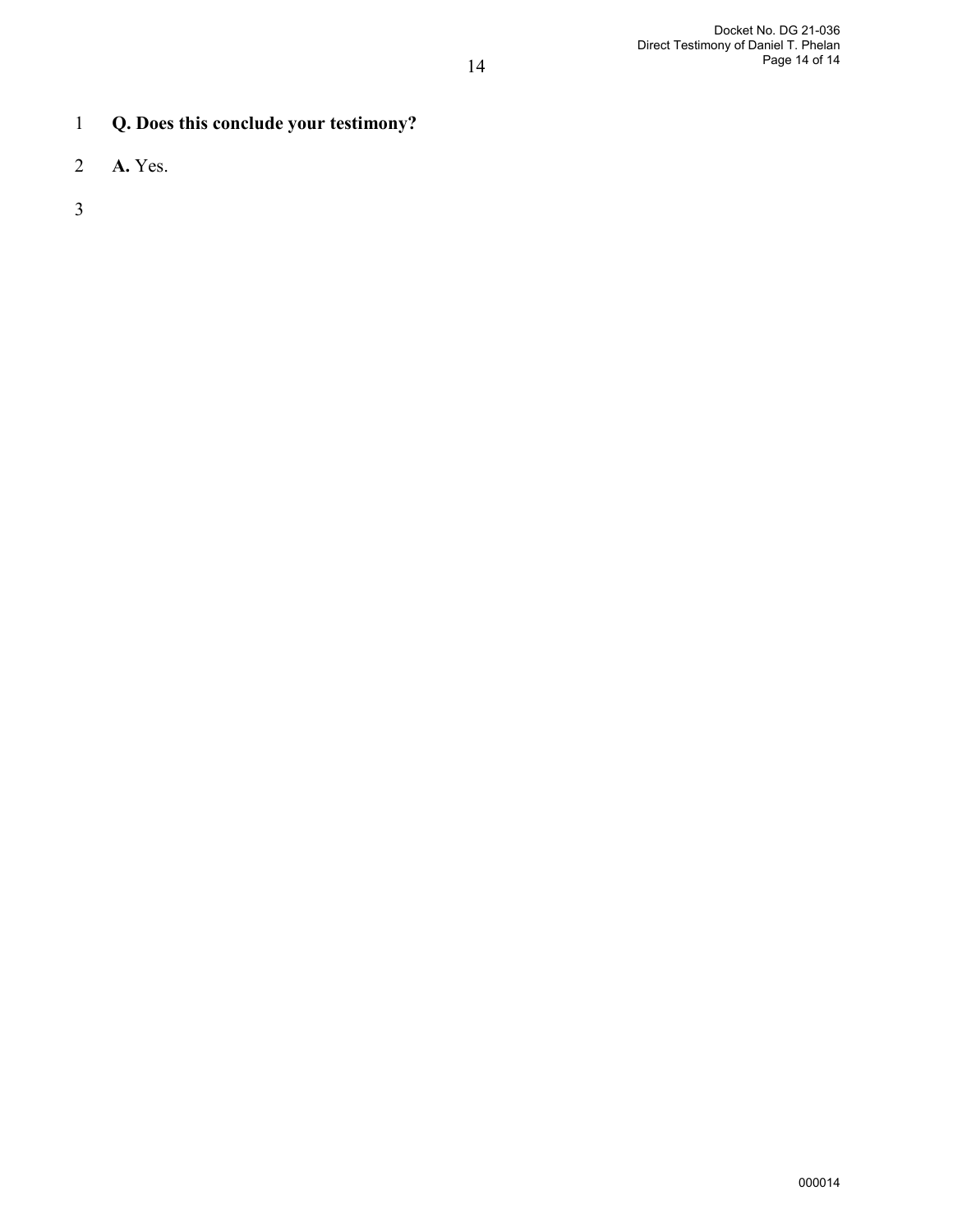**Q. Does this conclude your testimony?**

**A.** Yes.